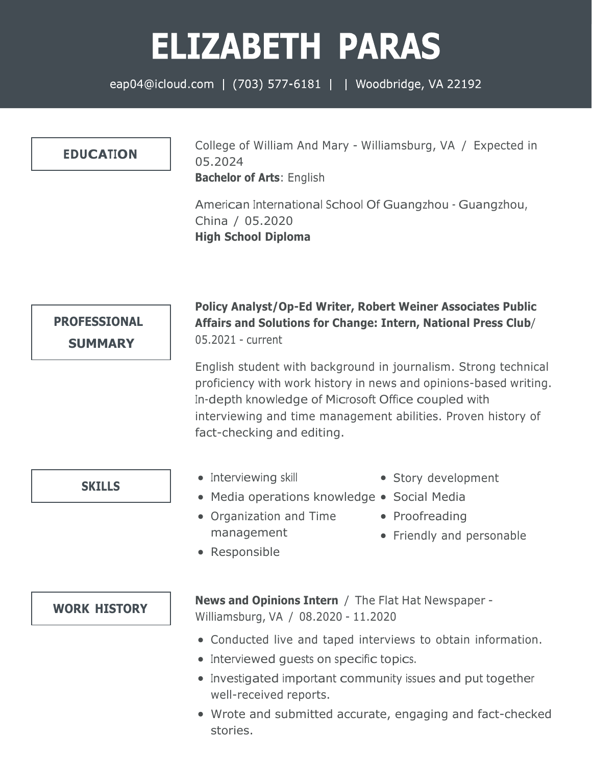# ELIZABETH PARAS

eap04@icloud.com | (703) 577-6181 | | Woodbridge, VA 22192

## EDUCATION

College of William And Mary - Williamsburg, VA / Expected in 05.2024
**Bachelor of Arts**: English

American International School Of Guangzhou - Guangzhou, China / 05.2020
**High School Diploma**

## PROFESSIONAL SUMMARY

**Policy Analyst/Op-Ed Writer, Robert Weiner Associates Public Affairs and Solutions for Change: Intern, National Press Club**/ 05.2021 - current

English student with background in journalism. Strong technical proficiency with work history in news and opinions-based writing. In-depth knowledge of Microsoft Office coupled with interviewing and time management abilities. Proven history of fact-checking and editing.

## SKILLS

- Interviewing skill
- Media operations knowledge
- Organization and Time management
- Responsible
- Story development
- Social Media
- Proofreading
- Friendly and personable

## WORK HISTORY

**News and Opinions Intern** / The Flat Hat Newspaper - Williamsburg, VA / 08.2020 - 11.2020

- Conducted live and taped interviews to obtain information.
- Interviewed guests on specific topics.
- Investigated important community issues and put together well-received reports.
- Wrote and submitted accurate, engaging and fact-checked stories.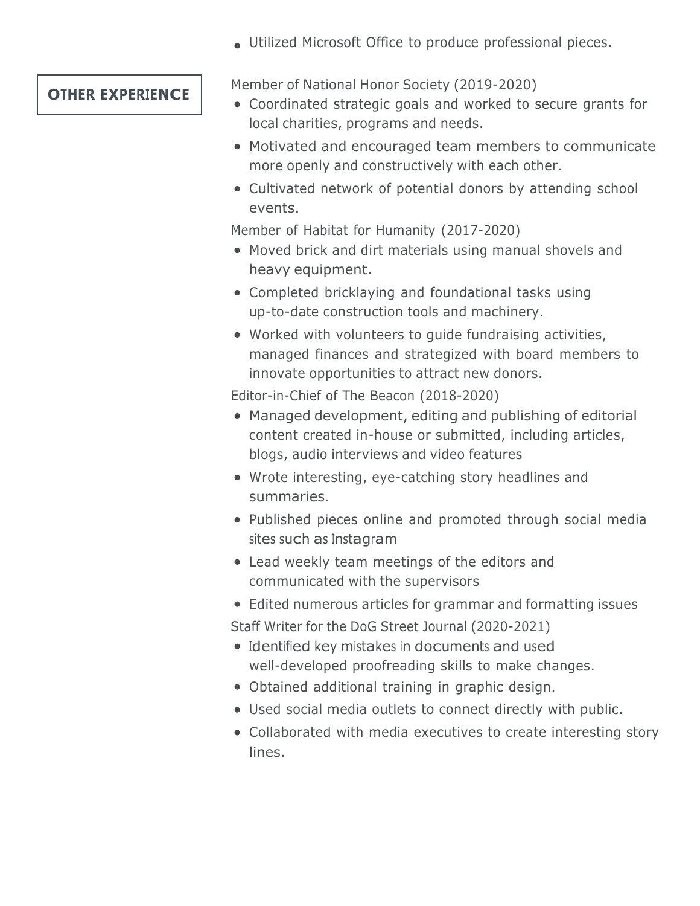- Utilized Microsoft Office to produce professional pieces.

## OTHER EXPERIENCE

Member of National Honor Society (2019-2020)

- Coordinated strategic goals and worked to secure grants for local charities, programs and needs.
- Motivated and encouraged team members to communicate more openly and constructively with each other.
- Cultivated network of potential donors by attending school events.

Member of Habitat for Humanity (2017-2020)

- Moved brick and dirt materials using manual shovels and heavy equipment.
- Completed bricklaying and foundational tasks using up-to-date construction tools and machinery.
- Worked with volunteers to guide fundraising activities, managed finances and strategized with board members to innovate opportunities to attract new donors.

Editor-in-Chief of The Beacon (2018-2020)

- Managed development, editing and publishing of editorial content created in-house or submitted, including articles, blogs, audio interviews and video features
- Wrote interesting, eye-catching story headlines and summaries.
- Published pieces online and promoted through social media sites such as Instagram
- Lead weekly team meetings of the editors and communicated with the supervisors
- Edited numerous articles for grammar and formatting issues

Staff Writer for the DoG Street Journal (2020-2021)

- Identified key mistakes in documents and used well-developed proofreading skills to make changes.
- Obtained additional training in graphic design.
- Used social media outlets to connect directly with public.
- Collaborated with media executives to create interesting story lines.